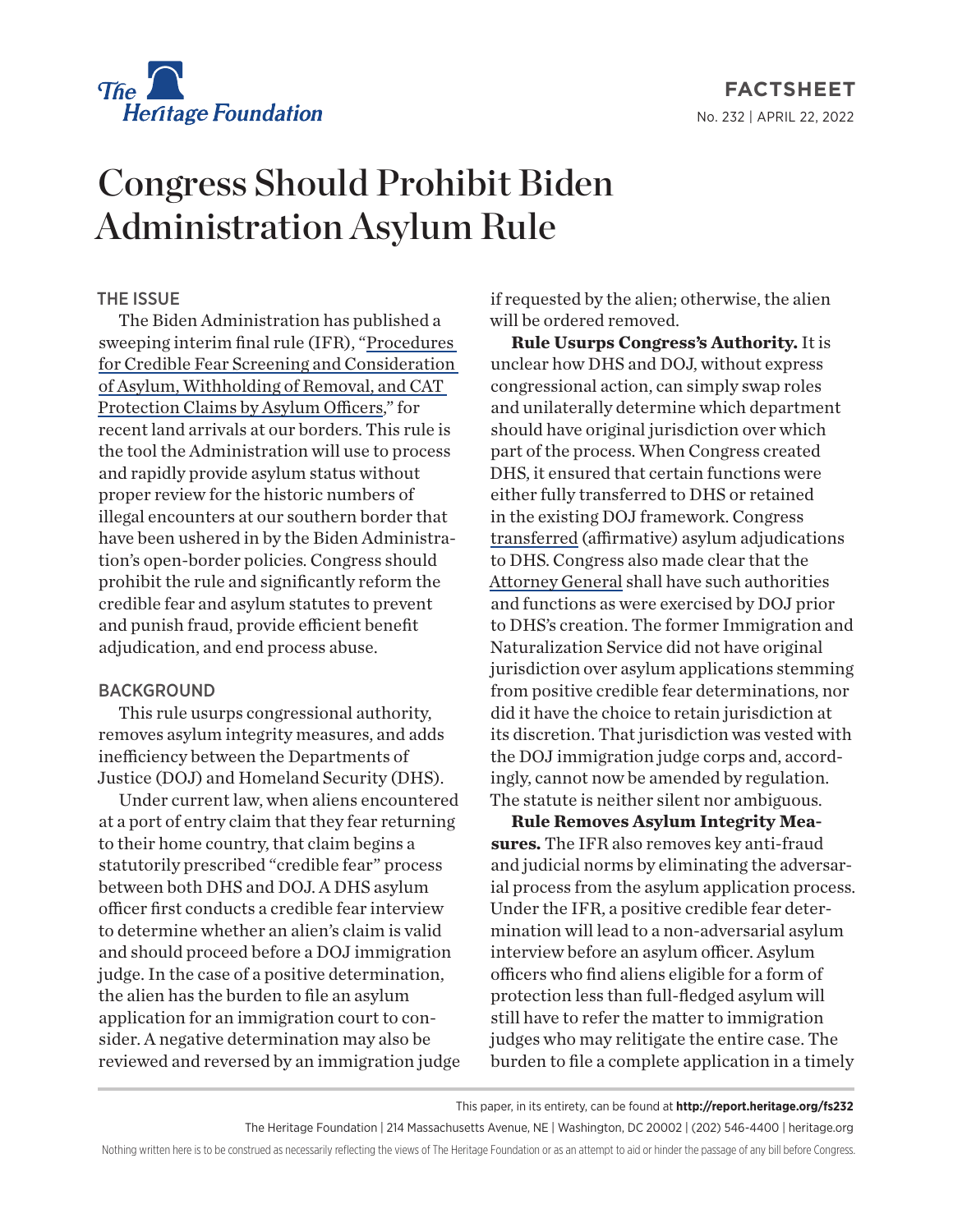The Heritage Foundation

**FACTSHEET**

No. 232 | APRIL 22, 2022

# Congress Should Prohibit Biden Administration Asylum Rule

## THE ISSUE

The Biden Administration has published a sweeping interim final rule (IFR), "Procedures for Credible Fear Screening and Consideration of Asylum, Withholding of Removal, and CAT Protection Claims by Asylum Officers," for recent land arrivals at our borders. This rule is the tool the Administration will use to process and rapidly provide asylum status without proper review for the historic numbers of illegal encounters at our southern border that have been ushered in by the Biden Administration's open-border policies. Congress should prohibit the rule and significantly reform the credible fear and asylum statutes to prevent and punish fraud, provide efficient benefit adjudication, and end process abuse.

## BACKGROUND

This rule usurps congressional authority, removes asylum integrity measures, and adds inefficiency between the Departments of Justice (DOJ) and Homeland Security (DHS).

Under current law, when aliens encountered at a port of entry claim that they fear returning to their home country, that claim begins a statutorily prescribed "credible fear" process between both DHS and DOJ. A DHS asylum officer first conducts a credible fear interview to determine whether an alien's claim is valid and should proceed before a DOJ immigration judge. In the case of a positive determination, the alien has the burden to file an asylum application for an immigration court to consider. A negative determination may also be reviewed and reversed by an immigration judge if requested by the alien; otherwise, the alien will be ordered removed.

**Rule Usurps Congress's Authority.** It is unclear how DHS and DOJ, without express congressional action, can simply swap roles and unilaterally determine which department should have original jurisdiction over which part of the process. When Congress created DHS, it ensured that certain functions were either fully transferred to DHS or retained in the existing DOJ framework. Congress transferred (affirmative) asylum adjudications to DHS. Congress also made clear that the Attorney General shall have such authorities and functions as were exercised by DOJ prior to DHS's creation. The former Immigration and Naturalization Service did not have original jurisdiction over asylum applications stemming from positive credible fear determinations, nor did it have the choice to retain jurisdiction at its discretion. That jurisdiction was vested with the DOJ immigration judge corps and, accordingly, cannot now be amended by regulation. The statute is neither silent nor ambiguous.

**Rule Removes Asylum Integrity Measures.** The IFR also removes key anti-fraud and judicial norms by eliminating the adversarial process from the asylum application process. Under the IFR, a positive credible fear determination will lead to a non-adversarial asylum interview before an asylum officer. Asylum officers who find aliens eligible for a form of protection less than full-fledged asylum will still have to refer the matter to immigration judges who may relitigate the entire case. The burden to file a complete application in a timely

This paper, in its entirety, can be found at **http://report.heritage.org/fs232**

The Heritage Foundation | 214 Massachusetts Avenue, NE | Washington, DC 20002 | (202) 546-4400 | heritage.org

Nothing written here is to be construed as necessarily reflecting the views of The Heritage Foundation or as an attempt to aid or hinder the passage of any bill before Congress.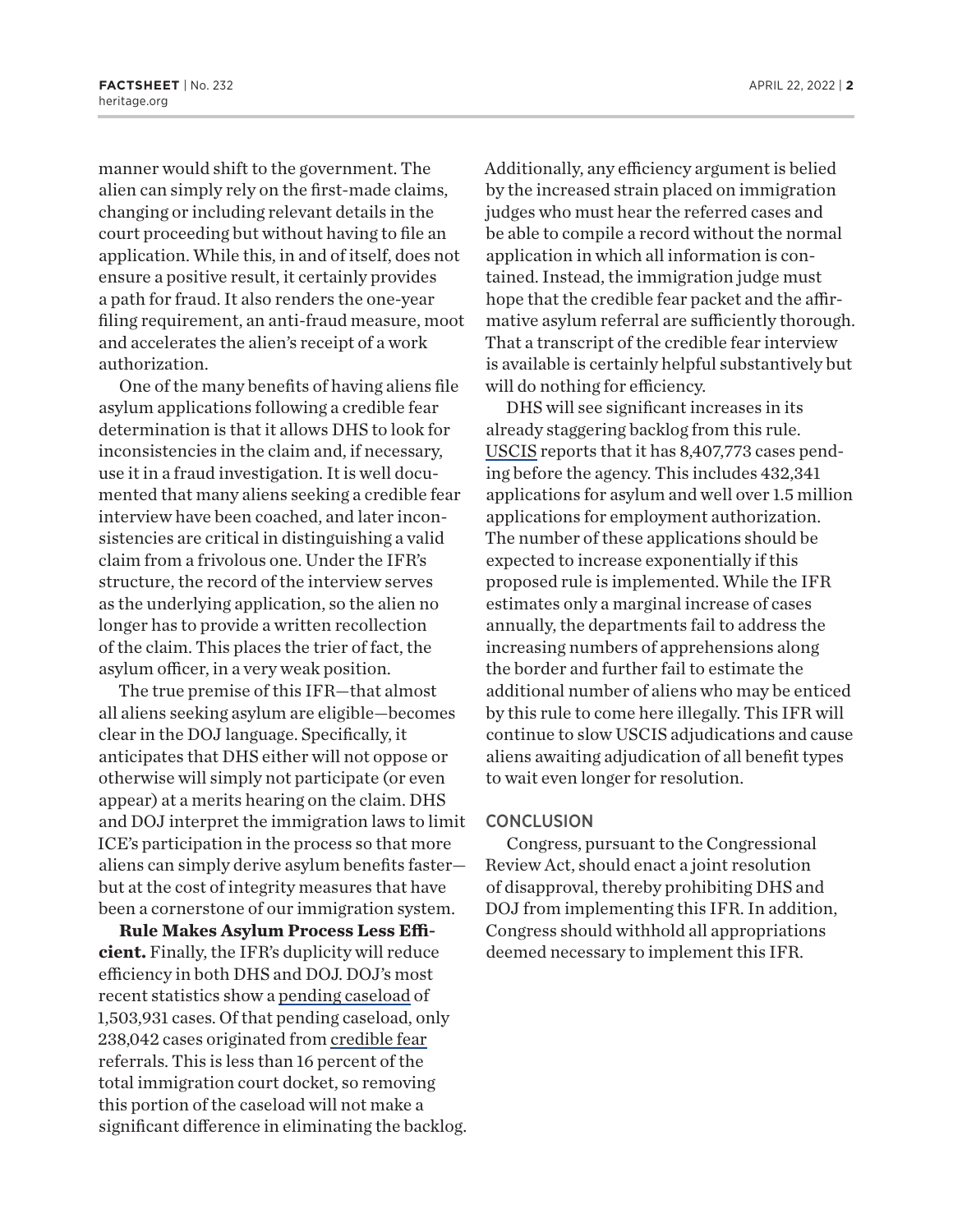manner would shift to the government. The alien can simply rely on the first-made claims, changing or including relevant details in the court proceeding but without having to file an application. While this, in and of itself, does not ensure a positive result, it certainly provides a path for fraud. It also renders the one-year filing requirement, an anti-fraud measure, moot and accelerates the alien's receipt of a work authorization.

One of the many benefits of having aliens file asylum applications following a credible fear determination is that it allows DHS to look for inconsistencies in the claim and, if necessary, use it in a fraud investigation. It is well documented that many aliens seeking a credible fear interview have been coached, and later inconsistencies are critical in distinguishing a valid claim from a frivolous one. Under the IFR's structure, the record of the interview serves as the underlying application, so the alien no longer has to provide a written recollection of the claim. This places the trier of fact, the asylum officer, in a very weak position.

The true premise of this IFR—that almost all aliens seeking asylum are eligible—becomes clear in the DOJ language. Specifically, it anticipates that DHS either will not oppose or otherwise will simply not participate (or even appear) at a merits hearing on the claim. DHS and DOJ interpret the immigration laws to limit ICE's participation in the process so that more aliens can simply derive asylum benefits faster—but at the cost of integrity measures that have been a cornerstone of our immigration system.

**Rule Makes Asylum Process Less Efficient.** Finally, the IFR's duplicity will reduce efficiency in both DHS and DOJ. DOJ's most recent statistics show a pending caseload of 1,503,931 cases. Of that pending caseload, only 238,042 cases originated from credible fear referrals. This is less than 16 percent of the total immigration court docket, so removing this portion of the caseload will not make a significant difference in eliminating the backlog. Additionally, any efficiency argument is belied by the increased strain placed on immigration judges who must hear the referred cases and be able to compile a record without the normal application in which all information is contained. Instead, the immigration judge must hope that the credible fear packet and the affirmative asylum referral are sufficiently thorough. That a transcript of the credible fear interview is available is certainly helpful substantively but will do nothing for efficiency.

DHS will see significant increases in its already staggering backlog from this rule. USCIS reports that it has 8,407,773 cases pending before the agency. This includes 432,341 applications for asylum and well over 1.5 million applications for employment authorization. The number of these applications should be expected to increase exponentially if this proposed rule is implemented. While the IFR estimates only a marginal increase of cases annually, the departments fail to address the increasing numbers of apprehensions along the border and further fail to estimate the additional number of aliens who may be enticed by this rule to come here illegally. This IFR will continue to slow USCIS adjudications and cause aliens awaiting adjudication of all benefit types to wait even longer for resolution.

## CONCLUSION

Congress, pursuant to the Congressional Review Act, should enact a joint resolution of disapproval, thereby prohibiting DHS and DOJ from implementing this IFR. In addition, Congress should withhold all appropriations deemed necessary to implement this IFR.